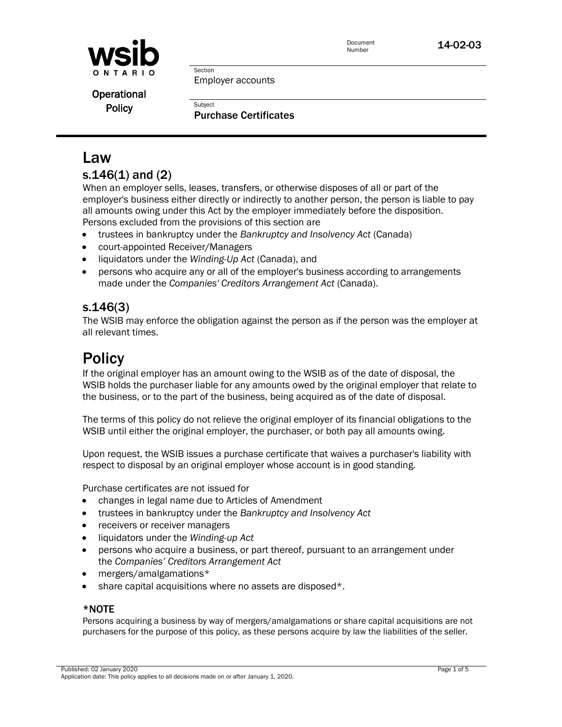wsib ONTARIO

Operational Policy

Document Number: 14-02-03

Section: Employer accounts

Subject: **Purchase Certificates**

# Law

## s.146(1) and (2)

When an employer sells, leases, transfers, or otherwise disposes of all or part of the employer's business either directly or indirectly to another person, the person is liable to pay all amounts owing under this Act by the employer immediately before the disposition. Persons excluded from the provisions of this section are

- trustees in bankruptcy under the *Bankruptcy and Insolvency Act* (Canada)
- court-appointed Receiver/Managers
- liquidators under the *Winding-Up Act* (Canada), and
- persons who acquire any or all of the employer's business according to arrangements made under the *Companies' Creditors Arrangement Act* (Canada).

## s.146(3)

The WSIB may enforce the obligation against the person as if the person was the employer at all relevant times.

# Policy

If the original employer has an amount owing to the WSIB as of the date of disposal, the WSIB holds the purchaser liable for any amounts owed by the original employer that relate to the business, or to the part of the business, being acquired as of the date of disposal.

The terms of this policy do not relieve the original employer of its financial obligations to the WSIB until either the original employer, the purchaser, or both pay all amounts owing.

Upon request, the WSIB issues a purchase certificate that waives a purchaser's liability with respect to disposal by an original employer whose account is in good standing.

Purchase certificates are not issued for

- changes in legal name due to Articles of Amendment
- trustees in bankruptcy under the *Bankruptcy and Insolvency Act*
- receivers or receiver managers
- liquidators under the *Winding-up Act*
- persons who acquire a business, or part thereof, pursuant to an arrangement under the *Companies' Creditors Arrangement Act*
- mergers/amalgamations*
- share capital acquisitions where no assets are disposed*.

### *NOTE

Persons acquiring a business by way of mergers/amalgamations or share capital acquisitions are not purchasers for the purpose of this policy, as these persons acquire by law the liabilities of the seller.

Published: 02 January 2020
Application date: This policy applies to all decisions made on or after January 1, 2020.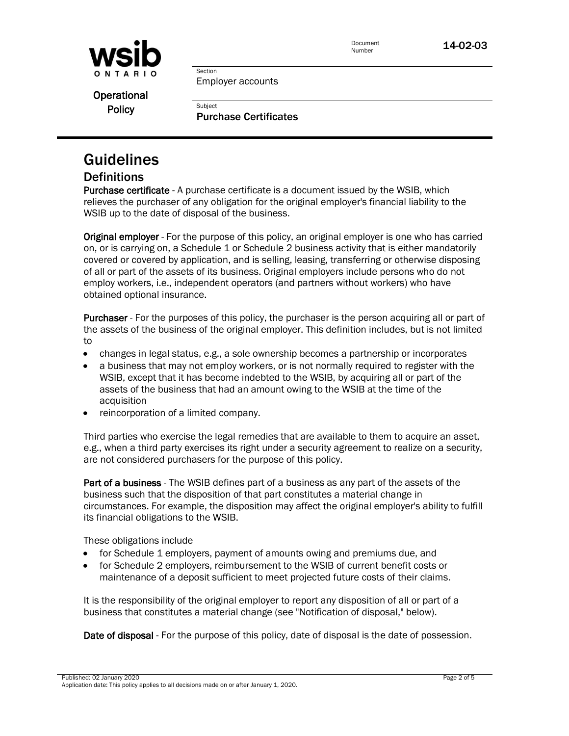# Guidelines

## Definitions

**Purchase certificate** - A purchase certificate is a document issued by the WSIB, which relieves the purchaser of any obligation for the original employer's financial liability to the WSIB up to the date of disposal of the business.

**Original employer** - For the purpose of this policy, an original employer is one who has carried on, or is carrying on, a Schedule 1 or Schedule 2 business activity that is either mandatorily covered or covered by application, and is selling, leasing, transferring or otherwise disposing of all or part of the assets of its business. Original employers include persons who do not employ workers, i.e., independent operators (and partners without workers) who have obtained optional insurance.

**Purchaser** - For the purposes of this policy, the purchaser is the person acquiring all or part of the assets of the business of the original employer. This definition includes, but is not limited to

- changes in legal status, e.g., a sole ownership becomes a partnership or incorporates
- a business that may not employ workers, or is not normally required to register with the WSIB, except that it has become indebted to the WSIB, by acquiring all or part of the assets of the business that had an amount owing to the WSIB at the time of the acquisition
- reincorporation of a limited company.

Third parties who exercise the legal remedies that are available to them to acquire an asset, e.g., when a third party exercises its right under a security agreement to realize on a security, are not considered purchasers for the purpose of this policy.

**Part of a business** - The WSIB defines part of a business as any part of the assets of the business such that the disposition of that part constitutes a material change in circumstances. For example, the disposition may affect the original employer's ability to fulfill its financial obligations to the WSIB.

These obligations include

- for Schedule 1 employers, payment of amounts owing and premiums due, and
- for Schedule 2 employers, reimbursement to the WSIB of current benefit costs or maintenance of a deposit sufficient to meet projected future costs of their claims.

It is the responsibility of the original employer to report any disposition of all or part of a business that constitutes a material change (see "Notification of disposal," below).

**Date of disposal** - For the purpose of this policy, date of disposal is the date of possession.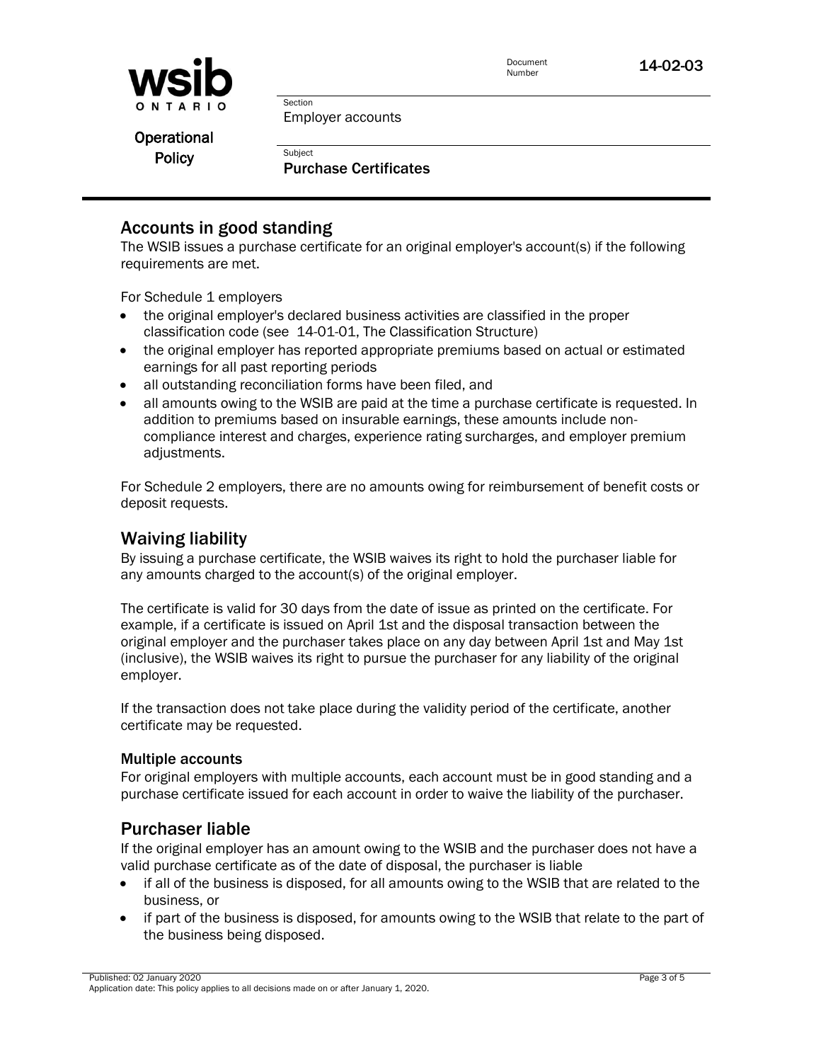## Accounts in good standing

The WSIB issues a purchase certificate for an original employer's account(s) if the following requirements are met.

For Schedule 1 employers

- the original employer's declared business activities are classified in the proper classification code (see 14-01-01, The Classification Structure)
- the original employer has reported appropriate premiums based on actual or estimated earnings for all past reporting periods
- all outstanding reconciliation forms have been filed, and
- all amounts owing to the WSIB are paid at the time a purchase certificate is requested. In addition to premiums based on insurable earnings, these amounts include non-compliance interest and charges, experience rating surcharges, and employer premium adjustments.

For Schedule 2 employers, there are no amounts owing for reimbursement of benefit costs or deposit requests.

## Waiving liability

By issuing a purchase certificate, the WSIB waives its right to hold the purchaser liable for any amounts charged to the account(s) of the original employer.

The certificate is valid for 30 days from the date of issue as printed on the certificate. For example, if a certificate is issued on April 1st and the disposal transaction between the original employer and the purchaser takes place on any day between April 1st and May 1st (inclusive), the WSIB waives its right to pursue the purchaser for any liability of the original employer.

If the transaction does not take place during the validity period of the certificate, another certificate may be requested.

### Multiple accounts

For original employers with multiple accounts, each account must be in good standing and a purchase certificate issued for each account in order to waive the liability of the purchaser.

## Purchaser liable

If the original employer has an amount owing to the WSIB and the purchaser does not have a valid purchase certificate as of the date of disposal, the purchaser is liable

- if all of the business is disposed, for all amounts owing to the WSIB that are related to the business, or
- if part of the business is disposed, for amounts owing to the WSIB that relate to the part of the business being disposed.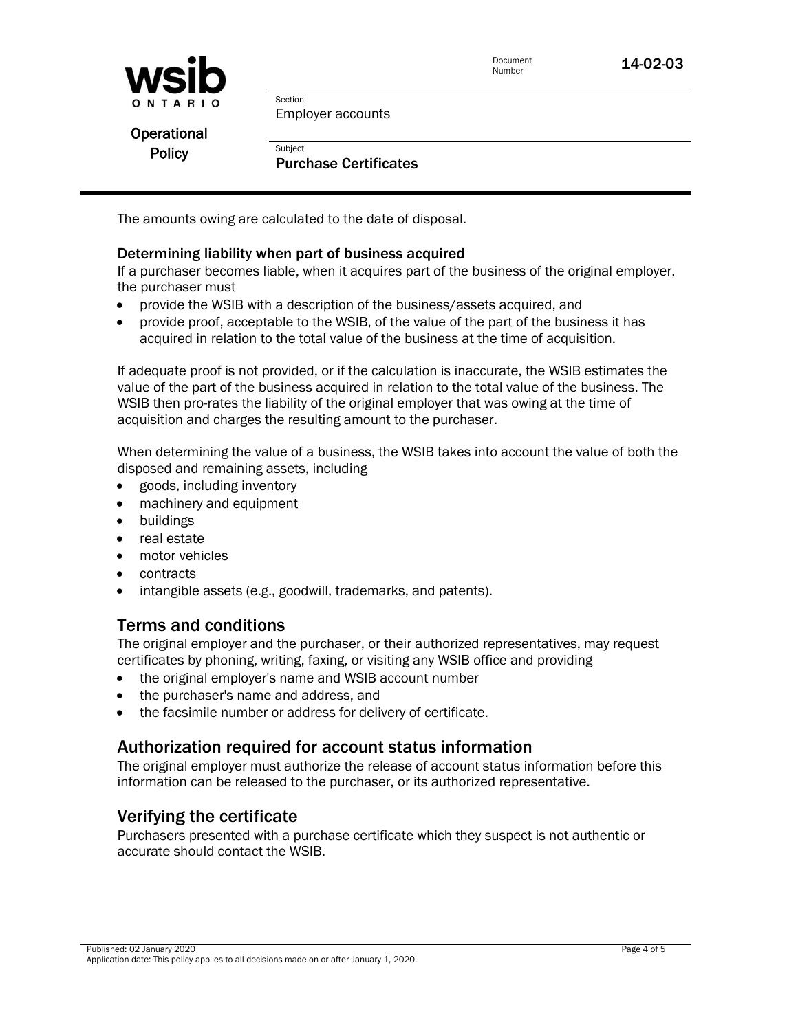The amounts owing are calculated to the date of disposal.

### Determining liability when part of business acquired

If a purchaser becomes liable, when it acquires part of the business of the original employer, the purchaser must

- provide the WSIB with a description of the business/assets acquired, and
- provide proof, acceptable to the WSIB, of the value of the part of the business it has acquired in relation to the total value of the business at the time of acquisition.

If adequate proof is not provided, or if the calculation is inaccurate, the WSIB estimates the value of the part of the business acquired in relation to the total value of the business. The WSIB then pro-rates the liability of the original employer that was owing at the time of acquisition and charges the resulting amount to the purchaser.

When determining the value of a business, the WSIB takes into account the value of both the disposed and remaining assets, including

- goods, including inventory
- machinery and equipment
- buildings
- real estate
- motor vehicles
- contracts
- intangible assets (e.g., goodwill, trademarks, and patents).

## Terms and conditions

The original employer and the purchaser, or their authorized representatives, may request certificates by phoning, writing, faxing, or visiting any WSIB office and providing

- the original employer's name and WSIB account number
- the purchaser's name and address, and
- the facsimile number or address for delivery of certificate.

## Authorization required for account status information

The original employer must authorize the release of account status information before this information can be released to the purchaser, or its authorized representative.

## Verifying the certificate

Purchasers presented with a purchase certificate which they suspect is not authentic or accurate should contact the WSIB.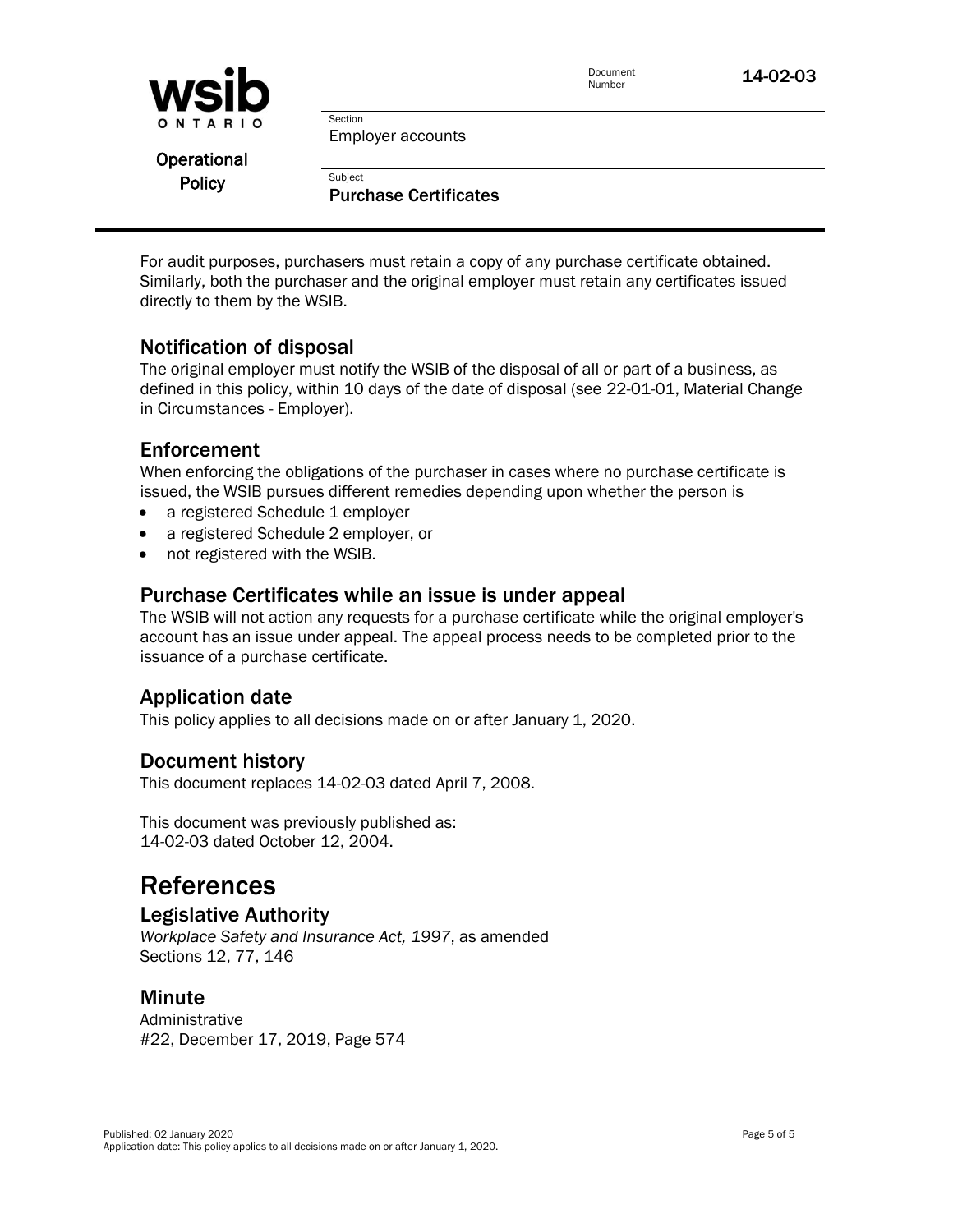For audit purposes, purchasers must retain a copy of any purchase certificate obtained. Similarly, both the purchaser and the original employer must retain any certificates issued directly to them by the WSIB.

## Notification of disposal

The original employer must notify the WSIB of the disposal of all or part of a business, as defined in this policy, within 10 days of the date of disposal (see 22-01-01, Material Change in Circumstances - Employer).

## Enforcement

When enforcing the obligations of the purchaser in cases where no purchase certificate is issued, the WSIB pursues different remedies depending upon whether the person is

- a registered Schedule 1 employer
- a registered Schedule 2 employer, or
- not registered with the WSIB.

## Purchase Certificates while an issue is under appeal

The WSIB will not action any requests for a purchase certificate while the original employer's account has an issue under appeal. The appeal process needs to be completed prior to the issuance of a purchase certificate.

## Application date

This policy applies to all decisions made on or after January 1, 2020.

## Document history

This document replaces 14-02-03 dated April 7, 2008.

This document was previously published as:
14-02-03 dated October 12, 2004.

# References

## Legislative Authority

*Workplace Safety and Insurance Act, 1997*, as amended
Sections 12, 77, 146

## Minute

Administrative
#22, December 17, 2019, Page 574